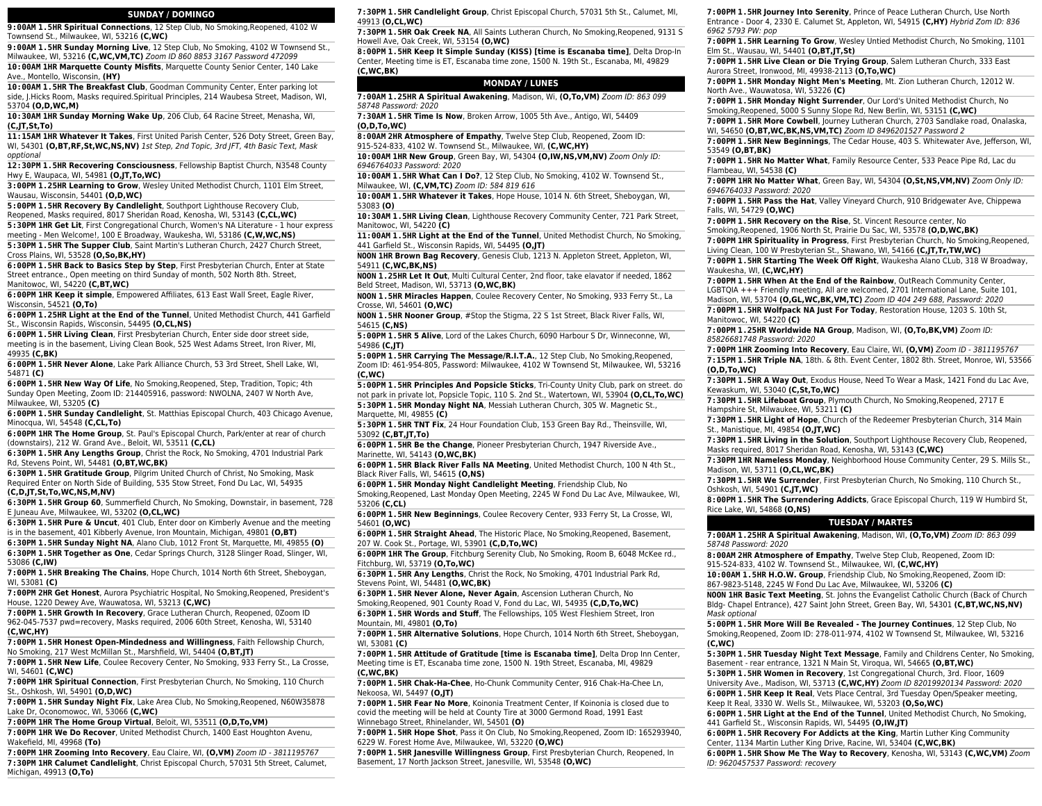## SUNDAY / DOMINGO

**9:00AM 1.5HR Spiritual Connections**, 12 Step Club, No Smoking,Reopened, 4102 W Townsend St., Milwaukee, WI, 53216 **(C,WC)**

**9:00AM 1.5HR Sunday Morning Live**, 12 Step Club, No Smoking, 4102 W Townsend St., Milwaukee, WI, 53216 **(C,WC,VM,TC)** *Zoom ID 860 8853 3167 Password 472099*

**10:00AM 1HR Marquette County Misfits**, Marquette County Senior Center, 140 Lake Ave., Montello, Wisconsin, **(HY)**

**10:00AM 1.5HR The Breakfast Club**, Goodman Community Center, Enter parking lot side, J.Hicks Room, Masks required.Spiritual Principles, 214 Waubesa Street, Madison, WI, 53704 **(O,D,WC,M)**

**10:30AM 1HR Sunday Morning Wake Up**, 206 Club, 64 Racine Street, Menasha, WI, **(C,JT,St,To)**

**11:15AM 1HR Whatever It Takes**, First United Parish Center, 526 Doty Street, Green Bay, WI, 54301 **(O,BT,RF,St,WC,NS,NV)** *1st Step, 2nd Topic, 3rd JFT, 4th Basic Text, Mask opptional*

**12:30PM 1.5HR Recovering Consciousness**, Fellowship Baptist Church, N3548 County Hwy E, Waupaca, WI, 54981 **(O,JT,To,WC)**

**3:00PM 1.25HR Learning to Grow**, Wesley United Methodist Church, 1101 Elm Street, Wausau, Wisconsin, 54401 **(O,D,WC)**

**5:00PM 1.5HR Recovery By Candlelight**, Southport Lighthouse Recovery Club, Reopened, Masks required, 8017 Sheridan Road, Kenosha, WI, 53143 **(C,CL,WC)**

**5:30PM 1HR Get Lit**, First Congregational Church, Women's NA Literature - 1 hour express meeting - Men Welcome!, 100 E Broadway, Waukesha, WI, 53186 **(C,W,WC,NS)**

**5:30PM 1.5HR The Supper Club**, Saint Martin's Lutheran Church, 2427 Church Street, Cross Plains, WI, 53528 **(O,So,BK,HY)**

**6:00PM 1.5HR Back to Basics Step by Step**, First Presbyterian Church, Enter at State Street entrance., Open meeting on third Sunday of month, 502 North 8th. Street, Manitowoc, WI, 54220 **(C,BT,WC)**

**6:00PM 1HR Keep it simple**, Empowered Affiliates, 613 East Wall Street, Eagle River, Wisconsin, 54521 **(O,To)**

**6:00PM 1.25HR Light at the End of the Tunnel**, United Methodist Church, 441 Garfield St., Wisconsin Rapids, Wisconsin, 54495 **(O,CL,NS)**

**6:00PM 1.5HR Living Clean**, First Presbyterian Church, Enter side door street side, meeting is in the basement, Living Clean Book, 525 West Adams Street, Iron River, MI, 49935 **(C,BK)**

**6:00PM 1.5HR Never Alone**, Lake Park Alliance Church, 53 3rd Street, Shell Lake, WI, 54871 **(C)**

**6:00PM 1.5HR New Way Of Life**, No Smoking,Reopened, Step, Tradition, Topic; 4th Sunday Open Meeting, Zoom ID: 214405916, password: NWOLNA, 2407 W North Ave, Milwaukee, WI, 53205 **(C)**

**6:00PM 1.5HR Sunday Candlelight**, St. Matthias Episcopal Church, 403 Chicago Avenue, Minocqua, WI, 54548 **(C,CL,To)**

**6:00PM 1HR The Home Group**, St. Paul's Episcopal Church, Park/enter at rear of church (downstairs), 212 W. Grand Ave., Beloit, WI, 53511 **(C,CL)**

**6:30PM 1.5HR Any Lengths Group**, Christ the Rock, No Smoking, 4701 Industrial Park Rd, Stevens Point, WI, 54481 **(O,BT,WC,BK)**

**6:30PM 1.5HR Gratitude Group**, Pilgrim United Church of Christ, No Smoking, Mask Required Enter on North Side of Building, 535 Stow Street, Fond Du Lac, WI, 54935 **(C,D,JT,St,To,WC,NS,M,NV)**

**6:30PM 1.5HR Group 60**, Summerfield Church, No Smoking, Downstair, in basement, 728 E Juneau Ave, Milwaukee, WI, 53202 **(C,CL,WC)**

**6:30PM 1.5HR Pure & Uncut**, 401 Club, Enter door on Kimberly Avenue and the meeting is in the basement, 401 Kibberly Avenue, Iron Mountain, Michigan, 49801 **(O,BT)**

**6:30PM 1.5HR Sunday Night NA**, Alano Club, 1012 Front St, Marquette, MI, 49855 **(O)**

**6:30PM 1.5HR Together as One**, Cedar Springs Church, 3128 Slinger Road, Slinger, WI, 53086 **(C,IW)**

**7:00PM 1.5HR Breaking The Chains**, Hope Church, 1014 North 6th Street, Sheboygan, WI, 53081 **(C)**

**7:00PM 2HR Get Honest**, Aurora Psychiatric Hospital, No Smoking,Reopened, President's House, 1220 Dewey Ave, Wauwatosa, WI, 53213 **(C,WC)**

**7:00PM 1.5HR Growth In Recovery**, Grace Lutheran Church, Reopened, 0Zoom ID 962-045-7537 pwd=recovery, Masks required, 2006 60th Street, Kenosha, WI, 53140 **(C,WC,HY)**

**7:00PM 1.5HR Honest Open-Mindedness and Willingness**, Faith Fellowship Church, No Smoking, 217 West McMillan St., Marshfield, WI, 54404 **(O,BT,JT)**

**7:00PM 1.5HR New Life**, Coulee Recovery Center, No Smoking, 933 Ferry St., La Crosse, WI, 54601 **(C,WC)**

**7:00PM 1HR Spiritual Connection**, First Presbyterian Church, No Smoking, 110 Church St., Oshkosh, WI, 54901 **(O,D,WC)**

**7:00PM 1.5HR Sunday Night Fix**, Lake Area Club, No Smoking,Reopened, N60W35878 Lake Dr, Oconomowoc, WI, 53066 **(C,WC)**

**7:00PM 1HR The Home Group Virtual**, Beloit, WI, 53511 **(O,D,To,VM)**

**7:00PM 1HR We Do Recover**, United Methodist Church, 1400 East Houghton Avenu, Wakefield, MI, 49968 **(To)**

**7:00PM 1HR Zooming Into Recovery**, Eau Claire, WI, **(O,VM)** *Zoom ID - 3811195767*

**7:30PM 1HR Calumet Candlelight**, Christ Episcopal Church, 57031 5th Street, Calumet, Michigan, 49913 **(O,To)**

**7:30PM 1.5HR Candlelight Group**, Christ Episcopal Church, 57031 5th St., Calumet, MI, 49913 **(O,CL,WC)**

**7:30PM 1.5HR Oak Creek NA**, All Saints Lutheran Church, No Smoking,Reopened, 9131 S Howell Ave, Oak Creek, WI, 53154 **(O,WC)**

**8:00PM 1.5HR Keep It Simple Sunday (KISS) [time is Escanaba time]**, Delta Drop-In Center, Meeting time is ET, Escanaba time zone, 1500 N. 19th St., Escanaba, MI, 49829 **(C,WC,BK)**

## MONDAY / LUNES

**7:00AM 1.25HR A Spiritual Awakening**, Madison, WI, **(O,To,VM)** *Zoom ID: 863 099 58748 Password: 2020*

**7:30AM 1.5HR Time Is Now**, Broken Arrow, 1005 5th Ave., Antigo, WI, 54409 **(O,D,To,WC)**

**8:00AM 2HR Atmosphere of Empathy**, Twelve Step Club, Reopened, Zoom ID: 915-524-833, 4102 W. Townsend St., Milwaukee, WI, **(C,WC,HY)**

**10:00AM 1HR New Group**, Green Bay, WI, 54304 **(O,IW,NS,VM,NV)** *Zoom Only ID: 6946764033 Password: 2020*

**10:00AM 1.5HR What Can I Do?**, 12 Step Club, No Smoking, 4102 W. Townsend St., Milwaukee, WI, **(C,VM,TC)** *Zoom ID: 584 819 616*

**10:00AM 1.5HR Whatever it Takes**, Hope House, 1014 N. 6th Street, Sheboygan, WI, 53083 **(O)**

**10:30AM 1.5HR Living Clean**, Lighthouse Recovery Community Center, 721 Park Street, Manitowoc, WI, 54220 **(C)**

**11:00AM 1.5HR Light at the End of the Tunnel**, United Methodist Church, No Smoking, 441 Garfield St., Wisconsin Rapids, WI, 54495 **(O,JT)**

**NOON 1HR Brown Bag Recovery**, Genesis Club, 1213 N. Appleton Street, Appleton, WI, 54911 **(C,WC,BK,NS)**

**NOON 1.25HR Let It Out**, Multi Cultural Center, 2nd floor, take elavator if needed, 1862 Beld Street, Madison, WI, 53713 **(O,WC,BK)**

**NOON 1.5HR Miracles Happen**, Coulee Recovery Center, No Smoking, 933 Ferry St., La Crosse, WI, 54601 **(O,WC)**

**NOON 1.5HR Nooner Group**, #Stop the Stigma, 22 S 1st Street, Black River Falls, WI, 54615 **(C,NS)**

**5:00PM 1.5HR 5 Alive**, Lord of the Lakes Church, 6090 Harbour S Dr, Winneconne, WI, 54986 **(C,JT)**

**5:00PM 1.5HR Carrying The Message/R.I.T.A.**, 12 Step Club, No Smoking,Reopened, Zoom ID: 461-954-805, Password: Milwaukee, 4102 W Townsend St, Milwaukee, WI, 53216 **(C,WC)**

**5:00PM 1.5HR Principles And Popsicle Sticks**, Tri-County Unity Club, park on street. do not park in private lot, Popsicle Topic, 110 S. 2nd St., Watertown, WI, 53904 **(O,CL,To,WC)**

**5:30PM 1.5HR Monday Night NA**, Messiah Lutheran Church, 305 W. Magnetic St., Marquette, MI, 49855 **(C)**

**5:30PM 1.5HR TNT Fix**, 24 Hour Foundation Club, 153 Green Bay Rd., Theinsville, WI, 53092 **(C,BT,JT,To)**

**6:00PM 1.5HR Be the Change**, Pioneer Presbyterian Church, 1947 Riverside Ave., Marinette, WI, 54143 **(O,WC,BK)**

**6:00PM 1.5HR Black River Falls NA Meeting**, United Methodist Church, 100 N 4th St., Black River Falls, WI, 54615 **(O,NS)**

**6:00PM 1.5HR Monday Night Candlelight Meeting**, Friendship Club, No Smoking,Reopened, Last Monday Open Meeting, 2245 W Fond Du Lac Ave, Milwaukee, WI, 53206 **(C,CL)**

**6:00PM 1.5HR New Beginnings**, Coulee Recovery Center, 933 Ferry St, La Crosse, WI, 54601 **(O,WC)**

**6:00PM 1.5HR Straight Ahead**, The Historic Place, No Smoking,Reopened, Basement, 207 W. Cook St., Portage, WI, 53901 **(C,D,To,WC)**

**6:00PM 1HR The Group**, Fitchburg Serenity Club, No Smoking, Room B, 6048 McKee rd., Fitchburg, WI, 53719 **(O,To,WC)**

**6:30PM 1.5HR Any Lengths**, Christ the Rock, No Smoking, 4701 Industrial Park Rd, Stevens Point, WI, 54481 **(O,WC,BK)**

**6:30PM 1.5HR Never Alone, Never Again**, Ascension Lutheran Church, No Smoking,Reopened, 901 County Road V, Fond du Lac, WI, 54935 **(C,D,To,WC)**

**6:30PM 1.5HR Words and Stuff**, The Fellowships, 105 West Fleshiem Street, Iron Mountain, MI, 49801 **(O,To)**

**7:00PM 1.5HR Alternative Solutions**, Hope Church, 1014 North 6th Street, Sheboygan, WI, 53081 **(C)**

**7:00PM 1.5HR Attitude of Gratitude [time is Escanaba time]**, Delta Drop Inn Center, Meeting time is ET, Escanaba time zone, 1500 N. 19th Street, Escanaba, MI, 49829 **(C,WC,BK)**

**7:00PM 1.5HR Chak-Ha-Chee**, Ho-Chunk Community Center, 916 Chak-Ha-Chee Ln, Nekoosa, WI, 54497 **(O,JT)**

**7:00PM 1.5HR Fear No More**, Koinonia Treatment Center, If Koinonia is closed due to covid the meeting will be held at County Tire at 3000 Germond Road, 1991 East Winnebago Street, Rhinelander, WI, 54501 **(O)**

**7:00PM 1.5HR Hope Shot**, Pass it On Club, No Smoking,Reopened, Zoom ID: 165293940, 6229 W. Forest Home Ave, Milwaukee, WI, 53220 **(O,WC)**

**7:00PM 1.5HR Janesville Willingness Group**, First Presbyterian Church, Reopened, In Basement, 17 North Jackson Street, Janesville, WI, 53548 **(O,WC)**

**7:00PM 1.5HR Journey Into Serenity**, Prince of Peace Lutheran Church, Use North Entrance - Door 4, 2330 E. Calumet St, Appleton, WI, 54915 **(C,HY)** *Hybrid Zom ID: 836 6962 5793 PW: pop*

**7:00PM 1.5HR Learning To Grow**, Wesley Untied Methodist Church, No Smoking, 1101 Elm St., Wausau, WI, 54401 **(O,BT,JT,St)**

**7:00PM 1.5HR Live Clean or Die Trying Group**, Salem Lutheran Church, 333 East Aurora Street, Ironwood, MI, 49938-2113 **(O,To,WC)**

**7:00PM 1.5HR Monday Night Men's Meeting**, Mt. Zion Lutheran Church, 12012 W. North Ave., Wauwatosa, WI, 53226 **(C)**

**7:00PM 1.5HR Monday Night Surrender**, Our Lord's United Methodist Church, No Smoking,Reopened, 5000 S Sunny Slope Rd, New Berlin, WI, 53151 **(C,WC)**

**7:00PM 1.5HR More Cowbell**, Journey Lutheran Church, 2703 Sandlake road, Onalaska, WI, 54650 **(O,BT,WC,BK,NS,VM,TC)** *Zoom ID 8496201527 Password 2*

**7:00PM 1.5HR New Beginnings**, The Cedar House, 403 S. Whitewater Ave, Jefferson, WI, 53549 **(O,BT,BK)**

**7:00PM 1.5HR No Matter What**, Family Resource Center, 533 Peace Pipe Rd, Lac du Flambeau, WI, 54538 **(C)**

**7:00PM 1HR No Matter What**, Green Bay, WI, 54304 **(O,St,NS,VM,NV)** *Zoom Only ID: 6946764033 Password: 2020*

**7:00PM 1.5HR Pass the Hat**, Valley Vineyard Church, 910 Bridgewater Ave, Chippewa Falls, WI, 54729 **(O,WC)**

**7:00PM 1.5HR Recovery on the Rise**, St. Vincent Resource center, No Smoking,Reopened, 1906 North St, Prairie Du Sac, WI, 53578 **(O,D,WC,BK)**

**7:00PM 1HR Spirituality in Progress**, First Presbyterian Church, No Smoking,Reopened, Living Clean, 100 W Presbyterian St., Shawano, WI, 54166 **(C,JT,Tr,TW,WC)**

**7:00PM 1.5HR Starting The Week Off Right**, Waukesha Alano CLub, 318 W Broadway, Waukesha, WI, **(C,WC,HY)**

**7:00PM 1.5HR When At the End of the Rainbow**, OutReach Community Center, LGBTQIA +++ Friendly meeting, All are welcomed, 2701 International Lane, Suite 101, Madison, WI, 53704 **(O,GL,WC,BK,VM,TC)** *Zoom ID 404 249 688, Password: 2020*

**7:00PM 1.5HR Wolfpack NA Just For Today**, Restoration House, 1203 S. 10th St, Manitowoc, WI, 54220 **(C)**

**7:00PM 1.25HR Worldwide NA Group**, Madison, WI, **(O,To,BK,VM)** *Zoom ID: 85826681748 Password: 2020*

**7:00PM 1HR Zooming Into Recovery**, Eau Claire, WI, **(O,VM)** *Zoom ID - 3811195767*

**7:15PM 1.5HR Triple NA**, 18th. & 8th. Event Center, 1802 8th. Street, Monroe, WI, 53566 **(O,D,To,WC)**

**7:30PM 1.5HR A Way Out**, Exodus House, Need To Wear a Mask, 1421 Fond du Lac Ave, Kewaskum, WI, 53040 **(C,St,To,WC)**

**7:30PM 1.5HR Lifeboat Group**, Plymouth Church, No Smoking,Reopened, 2717 E Hampshire St, Milwaukee, WI, 53211 **(C)**

**7:30PM 1.5HR Light of Hope**, Church of the Redeemer Presbyterian Church, 314 Main St., Manistique, MI, 49854 **(O,JT,WC)**

**7:30PM 1.5HR Living in the Solution**, Southport Lighthouse Recovery Club, Reopened, Masks required, 8017 Sheridan Road, Kenosha, WI, 53143 **(C,WC)**

**7:30PM 1HR Nameless Monday**, Neighborhood House Community Center, 29 S. Mills St., Madison, WI, 53711 **(O,CL,WC,BK)**

**7:30PM 1.5HR We Surrender**, First Presbyterian Church, No Smoking, 110 Church St., Oshkosh, WI, 54901 **(C,JT,WC)**

**8:00PM 1.5HR The Surrendering Addicts**, Grace Episcopal Church, 119 W Humbird St, Rice Lake, WI, 54868 **(O,NS)**

## TUESDAY / MARTES

**7:00AM 1.25HR A Spiritual Awakening**, Madison, WI, **(O,To,VM)** *Zoom ID: 863 099 58748 Password: 2020*

**8:00AM 2HR Atmosphere of Empathy**, Twelve Step Club, Reopened, Zoom ID: 915-524-833, 4102 W. Townsend St., Milwaukee, WI, **(C,WC,HY)**

**10:00AM 1.5HR H.O.W. Group**, Friendship Club, No Smoking,Reopened, Zoom ID: 867-9823-5148, 2245 W Fond Du Lac Ave, Milwaukee, WI, 53206 **(C)**

**NOON 1HR Basic Text Meeting**, St. Johns the Evangelist Catholic Church (Back of Church Bldg- Chapel Entrance), 427 Saint John Street, Green Bay, WI, 54301 **(C,BT,WC,NS,NV)** *Mask optional*

**5:00PM 1.5HR More Will Be Revealed - The Journey Continues**, 12 Step Club, No Smoking,Reopened, Zoom ID: 278-011-974, 4102 W Townsend St, Milwaukee, WI, 53216 **(C,WC)**

**5:30PM 1.5HR Tuesday Night Text Message**, Family and Childrens Center, No Smoking, Basement - rear entrance, 1321 N Main St, Viroqua, WI, 54665 **(O,BT,WC)**

**5:30PM 1.5HR Women in Recovery**, 1st Congregational Church, 3rd. Floor, 1609 University Ave., Madison, WI, 53713 **(C,WC,HY)** *Zoom ID 82019920134 Password: 2020*

**6:00PM 1.5HR Keep It Real**, Vets Place Central, 3rd Tuesday Open/Speaker meeting, Keep It Real, 3330 W. Wells St., Milwaukee, WI, 53203 **(O,So,WC)**

**6:00PM 1.5HR Light at the End of the Tunnel**, United Methodist Church, No Smoking, 441 Garfield St., Wisconsin Rapids, WI, 54495 **(O,IW,JT)**

**6:00PM 1.5HR Recovery For Addicts at the King**, Martin Luther King Community Center, 1134 Martin Luther King Drive, Racine, WI, 53404 **(C,WC,BK)**

**6:00PM 1.5HR Show Me The Way to Recovery**, Kenosha, WI, 53143 **(C,WC,VM)** *Zoom ID: 9620457537 Password: recovery*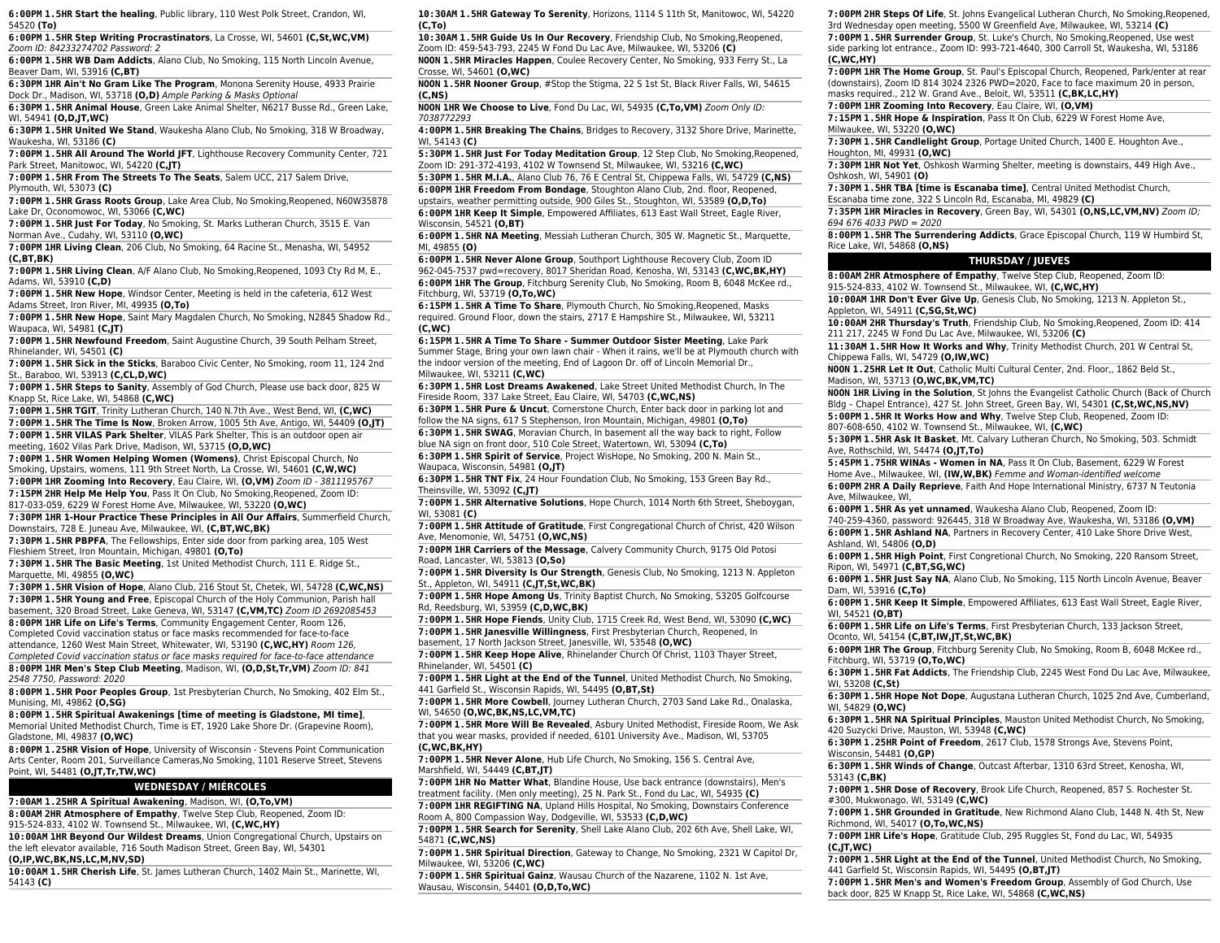**6:00PM 1.5HR Start the healing**, Public library, 110 West Polk Street, Crandon, WI, 54520 **(To)**

**6:00PM 1.5HR Step Writing Procrastinators**, La Crosse, WI, 54601 **(C,St,WC,VM)** *Zoom ID: 84233274702 Password: 2*

**6:00PM 1.5HR WB Dam Addicts**, Alano Club, No Smoking, 115 North Lincoln Avenue, Beaver Dam, WI, 53916 **(C,BT)**

**6:30PM 1HR Ain't No Gram Like The Program**, Monona Serenity House, 4933 Prairie Dock Dr., Madison, WI, 53718 **(O,D)** *Ample Parking & Masks Optional*

**6:30PM 1.5HR Animal House**, Green Lake Animal Shelter, N6217 Busse Rd., Green Lake, WI, 54941 **(O,D,JT,WC)**

**6:30PM 1.5HR United We Stand**, Waukesha Alano Club, No Smoking, 318 W Broadway, Waukesha, WI, 53186 **(C)**

**7:00PM 1.5HR All Around The World JFT**, Lighthouse Recovery Community Center, 721 Park Street, Manitowoc, WI, 54220 **(C,JT)**

**7:00PM 1.5HR From The Streets To The Seats**, Salem UCC, 217 Salem Drive, Plymouth, WI, 53073 **(C)**

**7:00PM 1.5HR Grass Roots Group**, Lake Area Club, No Smoking,Reopened, N60W35878 Lake Dr, Oconomowoc, WI, 53066 **(C,WC)**

**7:00PM 1.5HR Just For Today**, No Smoking, St. Marks Lutheran Church, 3515 E. Van Norman Ave., Cudahy, WI, 53110 **(O,WC)**

**7:00PM 1HR Living Clean**, 206 Club, No Smoking, 64 Racine St., Menasha, WI, 54952 **(C,BT,BK)**

**7:00PM 1.5HR Living Clean**, A/F Alano Club, No Smoking,Reopened, 1093 Cty Rd M, E., Adams, WI, 53910 **(C,D)**

**7:00PM 1.5HR New Hope**, Windsor Center, Meeting is held in the cafeteria, 612 West Adams Street, Iron River, MI, 49935 **(O,To)**

**7:00PM 1.5HR New Hope**, Saint Mary Magdalen Church, No Smoking, N2845 Shadow Rd., Waupaca, WI, 54981 **(C,JT)**

**7:00PM 1.5HR Newfound Freedom**, Saint Augustine Church, 39 South Pelham Street, Rhinelander, WI, 54501 **(C)**

**7:00PM 1.5HR Sick in the Sticks**, Baraboo Civic Center, No Smoking, room 11, 124 2nd St., Baraboo, WI, 53913 **(C,CL,D,WC)**

**7:00PM 1.5HR Steps to Sanity**, Assembly of God Church, Please use back door, 825 W Knapp St, Rice Lake, WI, 54868 **(C,WC)**

**7:00PM 1.5HR TGIT**, Trinity Lutheran Church, 140 N.7th Ave., West Bend, WI, **(C,WC)**

**7:00PM 1.5HR The Time Is Now**, Broken Arrow, 1005 5th Ave, Antigo, WI, 54409 **(O,JT)**

**7:00PM 1.5HR VILAS Park Shelter**, VILAS Park Shelter, This is an outdoor open air meeting, 1602 Vilas Park Drive, Madison, WI, 53715 **(O,D,WC)**

**7:00PM 1.5HR Women Helping Women (Womens)**, Christ Episcopal Church, No Smoking, Upstairs, womens, 111 9th Street North, La Crosse, WI, 54601 **(C,W,WC)**

**7:00PM 1HR Zooming Into Recovery**, Eau Claire, WI, **(O,VM)** *Zoom ID - 3811195767*

**7:15PM 2HR Help Me Help You**, Pass It On Club, No Smoking,Reopened, Zoom ID: 817-033-059, 6229 W Forest Home Ave, Milwaukee, WI, 53220 **(O,WC)**

**7:30PM 1HR 1-Hour Practice These Principles in All Our Affairs**, Summerfield Church, Downstairs, 728 E. Juneau Ave, Milwaukee, WI, **(C,BT,WC,BK)**

**7:30PM 1.5HR PBPFA**, The Fellowships, Enter side door from parking area, 105 West Fleshiem Street, Iron Mountain, Michigan, 49801 **(O,To)**

**7:30PM 1.5HR The Basic Meeting**, 1st United Methodist Church, 111 E. Ridge St., Marquette, MI, 49855 **(O,WC)**

**7:30PM 1.5HR Vision of Hope**, Alano Club, 216 Stout St, Chetek, WI, 54728 **(C,WC,NS)**

**7:30PM 1.5HR Young and Free**, Episcopal Church of the Holy Communion, Parish hall basement, 320 Broad Street, Lake Geneva, WI, 53147 **(C,VM,TC)** *Zoom ID 2692085453*

**8:00PM 1HR Life on Life's Terms**, Community Engagement Center, Room 126, Completed Covid vaccination status or face masks recommended for face-to-face attendance, 1260 West Main Street, Whitewater, WI, 53190 **(C,WC,HY)** *Room 126, Completed Covid vaccination status or face masks required for face-to-face attendance*

**8:00PM 1HR Men's Step Club Meeting**, Madison, WI, **(O,D,St,Tr,VM)** *Zoom ID: 841 2548 7750, Password: 2020*

**8:00PM 1.5HR Poor Peoples Group**, 1st Presbyterian Church, No Smoking, 402 Elm St., Munising, MI, 49862 **(O,SG)**

**8:00PM 1.5HR Spiritual Awakenings [time of meeting is Gladstone, MI time]**, Memorial United Methodist Church, Time is ET, 1920 Lake Shore Dr. (Grapevine Room), Gladstone, MI, 49837 **(O,WC)**

**8:00PM 1.25HR Vision of Hope**, University of Wisconsin - Stevens Point Communication Arts Center, Room 201, Surveillance Cameras,No Smoking, 1101 Reserve Street, Stevens Point, WI, 54481 **(O,JT,Tr,TW,WC)**

## WEDNESDAY / MIÉRCOLES

**7:00AM 1.25HR A Spiritual Awakening**, Madison, WI, **(O,To,VM)**

**8:00AM 2HR Atmosphere of Empathy**, Twelve Step Club, Reopened, Zoom ID: 915-524-833, 4102 W. Townsend St., Milwaukee, WI, **(C,WC,HY)**

**10:00AM 1HR Beyond Our Wildest Dreams**, Union Congregational Church, Upstairs on the left elevator available, 716 South Madison Street, Green Bay, WI, 54301 **(O,IP,WC,BK,NS,LC,M,NV,SD)**

**10:00AM 1.5HR Cherish Life**, St. James Lutheran Church, 1402 Main St., Marinette, WI, 54143 **(C)**

**10:30AM 1.5HR Gateway To Serenity**, Horizons, 1114 S 11th St, Manitowoc, WI, 54220 **(C,To)**

**10:30AM 1.5HR Guide Us In Our Recovery**, Friendship Club, No Smoking,Reopened, Zoom ID: 459-543-793, 2245 W Fond Du Lac Ave, Milwaukee, WI, 53206 **(C)**

**NOON 1.5HR Miracles Happen**, Coulee Recovery Center, No Smoking, 933 Ferry St., La Crosse, WI, 54601 **(O,WC)**

**NOON 1.5HR Nooner Group**, #Stop the Stigma, 22 S 1st St, Black River Falls, WI, 54615 **(C,NS)**

**NOON 1HR We Choose to Live**, Fond Du Lac, WI, 54935 **(C,To,VM)** *Zoom Only ID: 7038772293*

**4:00PM 1.5HR Breaking The Chains**, Bridges to Recovery, 3132 Shore Drive, Marinette, WI, 54143 **(C)**

**5:30PM 1.5HR Just For Today Meditation Group**, 12 Step Club, No Smoking,Reopened, Zoom ID: 291-372-4193, 4102 W Townsend St, Milwaukee, WI, 53216 **(C,WC)**

**5:30PM 1.5HR M.I.A.**, Alano Club 76, 76 E Central St, Chippewa Falls, WI, 54729 **(C,NS)**

**6:00PM 1HR Freedom From Bondage**, Stoughton Alano Club, 2nd. floor, Reopened, upstairs, weather permitting outside, 900 Giles St., Stoughton, WI, 53589 **(O,D,To)**

**6:00PM 1HR Keep It Simple**, Empowered Affiliates, 613 East Wall Street, Eagle River, Wisconsin, 54521 **(O,BT)**

**6:00PM 1.5HR NA Meeting**, Messiah Lutheran Church, 305 W. Magnetic St., Marquette, MI, 49855 **(O)**

**6:00PM 1.5HR Never Alone Group**, Southport Lighthouse Recovery Club, Zoom ID 962-045-7537 pwd=recovery, 8017 Sheridan Road, Kenosha, WI, 53143 **(C,WC,BK,HY)**

**6:00PM 1HR The Group**, Fitchburg Serenity Club, No Smoking, Room B, 6048 McKee rd., Fitchburg, WI, 53719 **(O,To,WC)**

**6:15PM 1.5HR A Time To Share**, Plymouth Church, No Smoking,Reopened, Masks required. Ground Floor, down the stairs, 2717 E Hampshire St., Milwaukee, WI, 53211 **(C,WC)**

**6:15PM 1.5HR A Time To Share - Summer Outdoor Sister Meeting**, Lake Park Summer Stage, Bring your own lawn chair - When it rains, we'll be at Plymouth church with the indoor version of the meeting, End of Lagoon Dr. off of Lincoln Memorial Dr., Milwaukee, WI, 53211 **(C,WC)**

**6:30PM 1.5HR Lost Dreams Awakened**, Lake Street United Methodist Church, In The Fireside Room, 337 Lake Street, Eau Claire, WI, 54703 **(C,WC,NS)**

**6:30PM 1.5HR Pure & Uncut**, Cornerstone Church, Enter back door in parking lot and follow the NA signs, 617 S Stephenson, Iron Mountain, Michigan, 49801 **(O,To)**

**6:30PM 1.5HR SWAG**, Moravian Church, In basement all the way back to right, Follow blue NA sign on front door, 510 Cole Street, Watertown, WI, 53094 **(C,To)**

**6:30PM 1.5HR Spirit of Service**, Project WisHope, No Smoking, 200 N. Main St., Waupaca, Wisconsin, 54981 **(O,JT)**

**6:30PM 1.5HR TNT Fix**, 24 Hour Foundation Club, No Smoking, 153 Green Bay Rd., Theinsville, WI, 53092 **(C,JT)**

**7:00PM 1.5HR Alternative Solutions**, Hope Church, 1014 North 6th Street, Sheboygan, WI, 53081 **(C)**

**7:00PM 1.5HR Attitude of Gratitude**, First Congregational Church of Christ, 420 Wilson Ave, Menomonie, WI, 54751 **(O,WC,NS)**

**7:00PM 1HR Carriers of the Message**, Calvery Community Church, 9175 Old Potosi Road, Lancaster, WI, 53813 **(O,So)**

**7:00PM 1.5HR Diversity Is Our Strength**, Genesis Club, No Smoking, 1213 N. Appleton St., Appleton, WI, 54911 **(C,JT,St,WC,BK)**

**7:00PM 1.5HR Hope Among Us**, Trinity Baptist Church, No Smoking, S3205 Golfcourse Rd, Reedsburg, WI, 53959 **(C,D,WC,BK)**

**7:00PM 1.5HR Hope Fiends**, Unity Club, 1715 Creek Rd, West Bend, WI, 53090 **(C,WC)**

**7:00PM 1.5HR Janesville Willingness**, First Presbyterian Church, Reopened, In basement, 17 North Jackson Street, Janesville, WI, 53548 **(O,WC)**

**7:00PM 1.5HR Keep Hope Alive**, Rhinelander Church Of Christ, 1103 Thayer Street, Rhinelander, WI, 54501 **(C)**

**7:00PM 1.5HR Light at the End of the Tunnel**, United Methodist Church, No Smoking, 441 Garfield St., Wisconsin Rapids, WI, 54495 **(O,BT,St)**

**7:00PM 1.5HR More Cowbell**, Journey Lutheran Church, 2703 Sand Lake Rd., Onalaska, WI, 54650 **(O,WC,BK,NS,LC,VM,TC)**

**7:00PM 1.5HR More Will Be Revealed**, Asbury United Methodist, Fireside Room, We Ask that you wear masks, provided if needed, 6101 University Ave., Madison, WI, 53705 **(C,WC,BK,HY)**

**7:00PM 1.5HR Never Alone**, Hub Life Church, No Smoking, 156 S. Central Ave, Marshfield, WI, 54449 **(C,BT,JT)**

**7:00PM 1HR No Matter What**, Blandine House, Use back entrance (downstairs), Men's treatment facility. (Men only meeting), 25 N. Park St., Fond du Lac, WI, 54935 **(C)**

**7:00PM 1HR REGIFTING NA**, Upland Hills Hospital, No Smoking, Downstairs Conference Room A, 800 Compassion Way, Dodgeville, WI, 53533 **(C,D,WC)**

**7:00PM 1.5HR Search for Serenity**, Shell Lake Alano Club, 202 6th Ave, Shell Lake, WI, 54871 **(C,WC,NS)**

**7:00PM 1.5HR Spiritual Direction**, Gateway to Change, No Smoking, 2321 W Capitol Dr, Milwaukee, WI, 53206 **(C,WC)**

**7:00PM 1.5HR Spiritual Gainz**, Wausau Church of the Nazarene, 1102 N. 1st Ave, Wausau, Wisconsin, 54401 **(O,D,To,WC)**

**7:00PM 2HR Steps Of Life**, St. Johns Evangelical Lutheran Church, No Smoking,Reopened, 3rd Wednesday open meeting, 5500 W Greenfield Ave, Milwaukee, WI, 53214 **(C)**

**7:00PM 1.5HR Surrender Group**, St. Luke's Church, No Smoking,Reopened, Use west side parking lot entrance., Zoom ID: 993-721-4640, 300 Carroll St, Waukesha, WI, 53186 **(C,WC,HY)**

**7:00PM 1HR The Home Group**, St. Paul's Episcopal Church, Reopened, Park/enter at rear (downstairs), Zoom ID 814 3024 2326 PWD=2020, Face to face maximum 20 in person, masks required., 212 W. Grand Ave., Beloit, WI, 53511 **(C,BK,LC,HY)**

**7:00PM 1HR Zooming Into Recovery**, Eau Claire, WI, **(O,VM)**

**7:15PM 1.5HR Hope & Inspiration**, Pass It On Club, 6229 W Forest Home Ave, Milwaukee, WI, 53220 **(O,WC)**

**7:30PM 1.5HR Candlelight Group**, Portage United Church, 1400 E. Houghton Ave., Houghton, MI, 49931 **(O,WC)**

**7:30PM 1HR Not Yet**, Oshkosh Warming Shelter, meeting is downstairs, 449 High Ave., Oshkosh, WI, 54901 **(O)**

**7:30PM 1.5HR TBA [time is Escanaba time]**, Central United Methodist Church, Escanaba time zone, 322 S Lincoln Rd, Escanaba, MI, 49829 **(C)**

**7:35PM 1HR Miracles in Recovery**, Green Bay, WI, 54301 **(O,NS,LC,VM,NV)** *Zoom ID; 694 676 4033 PWD = 2020*

**8:00PM 1.5HR The Surrendering Addicts**, Grace Episcopal Church, 119 W Humbird St, Rice Lake, WI, 54868 **(O,NS)**

## THURSDAY / JUEVES

**8:00AM 2HR Atmosphere of Empathy**, Twelve Step Club, Reopened, Zoom ID: 915-524-833, 4102 W. Townsend St., Milwaukee, WI, **(C,WC,HY)**

**10:00AM 1HR Don't Ever Give Up**, Genesis Club, No Smoking, 1213 N. Appleton St., Appleton, WI, 54911 **(C,SG,St,WC)**

**10:00AM 2HR Thursday's Truth**, Friendship Club, No Smoking,Reopened, Zoom ID: 414 211 217, 2245 W Fond Du Lac Ave, Milwaukee, WI, 53206 **(C)**

**11:30AM 1.5HR How It Works and Why**, Trinity Methodist Church, 201 W Central St, Chippewa Falls, WI, 54729 **(O,IW,WC)**

**NOON 1.25HR Let It Out**, Catholic Multi Cultural Center, 2nd. Floor,, 1862 Beld St., Madison, WI, 53713 **(O,WC,BK,VM,TC)**

**NOON 1HR Living in the Solution**, St Johns the Evangelist Catholic Church (Back of Church Bldg – Chapel Entrance), 427 St. John Street, Green Bay, WI, 54301 **(C,St,WC,NS,NV)**

**5:00PM 1.5HR It Works How and Why**, Twelve Step Club, Reopened, Zoom ID: 807-608-650, 4102 W. Townsend St., Milwaukee, WI, **(C,WC)**

**5:30PM 1.5HR Ask It Basket**, Mt. Calvary Lutheran Church, No Smoking, 503. Schmidt Ave, Rothschild, WI, 54474 **(O,JT,To)**

**5:45PM 1.75HR WINAs - Women in NA**, Pass It On Club, Basement, 6229 W Forest Home Ave., Milwaukee, WI, **(IW,W,BK)** *Femme and Woman-identified welcome*

**6:00PM 2HR A Daily Reprieve**, Faith And Hope International Ministry, 6737 N Teutonia Ave, Milwaukee, WI,

**6:00PM 1.5HR As yet unnamed**, Waukesha Alano Club, Reopened, Zoom ID: 740-259-4360, password: 926445, 318 W Broadway Ave, Waukesha, WI, 53186 **(O,VM)**

**6:00PM 1.5HR Ashland NA**, Partners in Recovery Center, 410 Lake Shore Drive West, Ashland, WI, 54806 **(O,D)**

**6:00PM 1.5HR High Point**, First Congretional Church, No Smoking, 220 Ransom Street, Ripon, WI, 54971 **(C,BT,SG,WC)**

**6:00PM 1.5HR Just Say NA**, Alano Club, No Smoking, 115 North Lincoln Avenue, Beaver Dam, WI, 53916 **(C,To)**

**6:00PM 1.5HR Keep It Simple**, Empowered Affiliates, 613 East Wall Street, Eagle River, WI, 54521 **(O,BT)**

**6:00PM 1.5HR Life on Life's Terms**, First Presbyterian Church, 133 Jackson Street, Oconto, WI, 54154 **(C,BT,IW,JT,St,WC,BK)**

**6:00PM 1HR The Group**, Fitchburg Serenity Club, No Smoking, Room B, 6048 McKee rd., Fitchburg, WI, 53719 **(O,To,WC)**

**6:30PM 1.5HR Fat Addicts**, The Friendship Club, 2245 West Fond Du Lac Ave, Milwaukee, WI, 53208 **(C,St)**

**6:30PM 1.5HR Hope Not Dope**, Augustana Lutheran Church, 1025 2nd Ave, Cumberland, WI, 54829 **(O,WC)**

**6:30PM 1.5HR NA Spiritual Principles**, Mauston United Methodist Church, No Smoking, 420 Suzycki Drive, Mauston, WI, 53948 **(C,WC)**

**6:30PM 1.25HR Point of Freedom**, 2617 Club, 1578 Strongs Ave, Stevens Point, Wisconsin, 54481 **(O,GP)**

**6:30PM 1.5HR Winds of Change**, Outcast Afterbar, 1310 63rd Street, Kenosha, WI, 53143 **(C,BK)**

**7:00PM 1.5HR Dose of Recovery**, Brook Life Church, Reopened, 857 S. Rochester St. #300, Mukwonago, WI, 53149 **(C,WC)**

**7:00PM 1.5HR Grounded in Gratitude**, New Richmond Alano Club, 1448 N. 4th St, New Richmond, WI, 54017 **(O,To,WC,NS)**

**7:00PM 1HR Life's Hope**, Gratitude Club, 295 Ruggles St, Fond du Lac, WI, 54935 **(C,JT,WC)**

**7:00PM 1.5HR Light at the End of the Tunnel**, United Methodist Church, No Smoking, 441 Garfield St, Wisconsin Rapids, WI, 54495 **(O,BT,JT)**

**7:00PM 1.5HR Men's and Women's Freedom Group**, Assembly of God Church, Use back door, 825 W Knapp St, Rice Lake, WI, 54868 **(C,WC,NS)**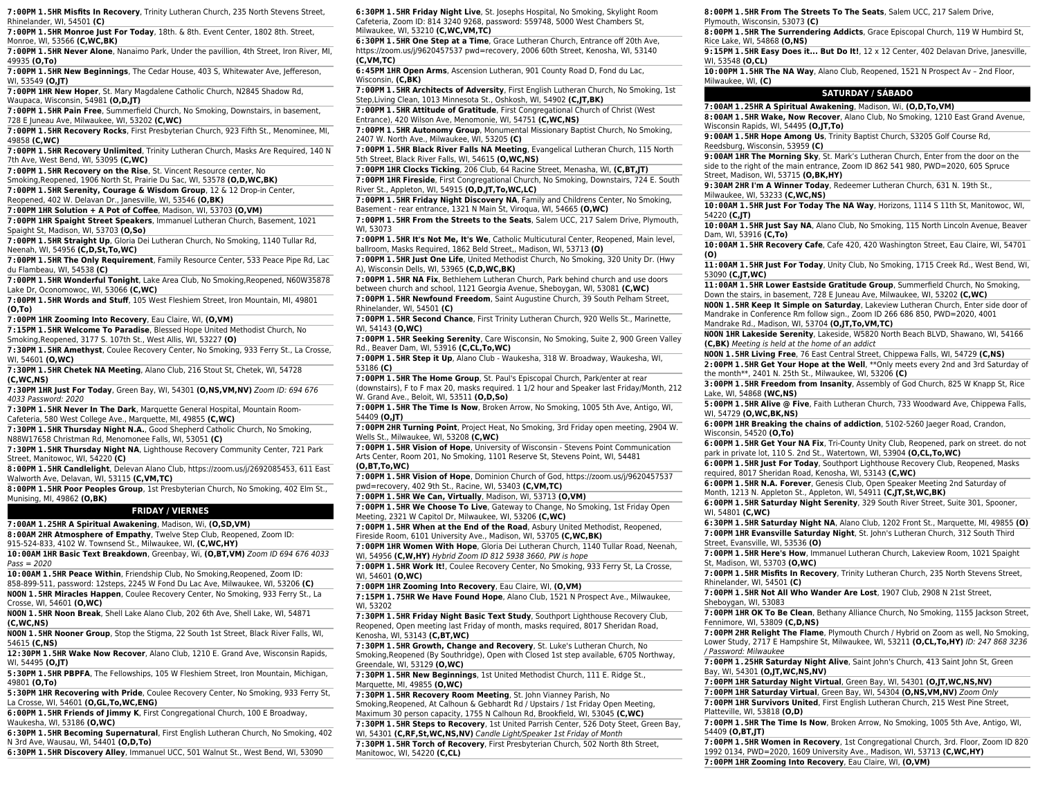**7:00PM 1.5HR Misfits In Recovery**, Trinity Lutheran Church, 235 North Stevens Street, Rhinelander, WI, 54501 **(C)**

**7:00PM 1.5HR Monroe Just For Today**, 18th. & 8th. Event Center, 1802 8th. Street, Monroe, WI, 53566 **(C,WC)**

**7:00PM 1.5HR Never Alone**, Nanaimo Park, Under the pavillion, 4th Street, Iron River, MI, 49935 **(O,To)**

**7:00PM 1.5HR New Beginnings**, The Cedar House, 403 S, Whitewater Ave, Jeffereson, WI, 53549 **(O,JT)**

**7:00PM 1HR New Hoper**, St. Mary Magdalene Catholic Church, N2845 Shadow Rd, Waupaca, Wisconsin, 54981 **(O,D,JT)**

**7:00PM 1.5HR Pain Free**, Summerfield Church, No Smoking, Downstairs, in basement, 728 E Juneau Ave, Milwaukee, WI, 53202 **(C,WC)**

**7:00PM 1.5HR Recovery Rocks**, First Presbyterian Church, 923 Fifth St., Menominee, MI, 49858 **(C,WC)**

**7:00PM 1.5HR Recovery Unlimited**, Trinity Lutheran Church, Masks Are Required, 140 N 7th Ave, West Bend, WI, 53095 **(C,WC)**

**7:00PM 1.5HR Recovery on the Rise**, St. Vincent Resource center, No Smoking,Reopened, 1906 North St, Prairie Du Sac, WI, 53578 **(O,D,WC,BK)**

**7:00PM 1.5HR Serenity, Courage & Wisdom Group**, 12 & 12 Drop-in Center, Reopened, 402 W. Delavan Dr., Janesville, WI, 53546 **(O,BK)**

**7:00PM 1HR Solution + A Pot of Coffee**, Madison, WI, 53703 **(O,VM)**

**7:00PM 1HR Spaight Street Speakers**, Immanuel Lutheran Church, Basement, 1021 Spaight St, Madison, WI, 53703 **(O,So)**

**7:00PM 1.5HR Straight Up**, Gloria Dei Lutheran Church, No Smoking, 1140 Tullar Rd, Neenah, WI, 54956 **(C,D,St,To,WC)**

**7:00PM 1.5HR The Only Requirement**, Family Resource Center, 533 Peace Pipe Rd, Lac du Flambeau, WI, 54538 **(C)**

**7:00PM 1.5HR Wonderful Tonight**, Lake Area Club, No Smoking,Reopened, N60W35878 Lake Dr, Oconomowoc, WI, 53066 **(C,WC)**

**7:00PM 1.5HR Words and Stuff**, 105 West Fleshiem Street, Iron Mountain, MI, 49801 **(O,To)**

**7:00PM 1HR Zooming Into Recovery**, Eau Claire, WI, **(O,VM)**

**7:15PM 1.5HR Welcome To Paradise**, Blessed Hope United Methodist Church, No Smoking,Reopened, 3177 S. 107th St., West Allis, WI, 53227 **(O)**

**7:30PM 1.5HR Amethyst**, Coulee Recovery Center, No Smoking, 933 Ferry St., La Crosse, WI, 54601 **(O,WC)**

**7:30PM 1.5HR Chetek NA Meeting**, Alano Club, 216 Stout St, Chetek, WI, 54728 **(C,WC,NS)**

**7:30PM 1HR Just For Today**, Green Bay, WI, 54301 **(O,NS,VM,NV)** *Zoom ID: 694 676 4033 Password: 2020*

**7:30PM 1.5HR Never In The Dark**, Marquette General Hospital, Mountain Room-Cafeteria, 580 West College Ave., Marquette, MI, 49855 **(C,WC)**

**7:30PM 1.5HR Thursday Night N.A.**, Good Shepherd Catholic Church, No Smoking, N88W17658 Christman Rd, Menomonee Falls, WI, 53051 **(C)**

**7:30PM 1.5HR Thursday Night NA**, Lighthouse Recovery Community Center, 721 Park Street, Manitowoc, WI, 54220 **(C)**

**8:00PM 1.5HR Candlelight**, Delevan Alano Club, https://zoom.us/j/2692085453, 611 East Walworth Ave, Delavan, WI, 53115 **(C,VM,TC)**

**8:00PM 1.5HR Poor Peoples Group**, 1st Presbyterian Church, No Smoking, 402 Elm St., Munising, MI, 49862 **(O,BK)**

## FRIDAY / VIERNES

**7:00AM 1.25HR A Spiritual Awakening**, Madison, Wi, **(O,SD,VM)**

**8:00AM 2HR Atmosphere of Empathy**, Twelve Step Club, Reopened, Zoom ID: 915-524-833, 4102 W. Townsend St., Milwaukee, WI, **(C,WC,HY)**

**10:00AM 1HR Basic Text Breakdown**, Greenbay, Wi, **(O,BT,VM)** *Zoom ID 694 676 4033 Pass = 2020*

**10:00AM 1.5HR Peace Within**, Friendship Club, No Smoking,Reopened, Zoom ID: 858-899-511, password: 12steps, 2245 W Fond Du Lac Ave, Milwaukee, WI, 53206 **(C)**

**NOON 1.5HR Miracles Happen**, Coulee Recovery Center, No Smoking, 933 Ferry St., La Crosse, WI, 54601 **(O,WC)**

**NOON 1.5HR Noon Break**, Shell Lake Alano Club, 202 6th Ave, Shell Lake, WI, 54871 **(C,WC,NS)**

**NOON 1.5HR Nooner Group**, Stop the Stigma, 22 South 1st Street, Black River Falls, WI, 54615 **(C,NS)**

**12:30PM 1.5HR Wake Now Recover**, Alano Club, 1210 E. Grand Ave, Wisconsin Rapids, WI, 54495 **(O,JT)**

**5:30PM 1.5HR PBPFA**, The Fellowships, 105 W Fleshiem Street, Iron Mountain, Michigan, 49801 **(O,To)**

**5:30PM 1HR Recovering with Pride**, Coulee Recovery Center, No Smoking, 933 Ferry St, La Crosse, WI, 54601 **(O,GL,To,WC,ENG)**

**6:00PM 1.5HR Friends of Jimmy K**, First Congregational Church, 100 E Broadway, Waukesha, WI, 53186 **(O,WC)**

**6:30PM 1.5HR Becoming Supernatural**, First English Lutheran Church, No Smoking, 402 N 3rd Ave, Wausau, WI, 54401 **(O,D,To)**

**6:30PM 1.5HR Discovery Alley**, Immanuel UCC, 501 Walnut St., West Bend, WI, 53090

**6:30PM 1.5HR Friday Night Live**, St. Josephs Hospital, No Smoking, Skylight Room Cafeteria, Zoom ID: 814 3240 9268, password: 559748, 5000 West Chambers St, Milwaukee, WI, 53210 **(C,WC,VM,TC)**

**6:30PM 1.5HR One Step at a Time**, Grace Lutheran Church, Entrance off 20th Ave, https://zoom.us/j/9620457537 pwd=recovery, 2006 60th Street, Kenosha, WI, 53140 **(C,VM,TC)**

**6:45PM 1HR Open Arms**, Ascension Lutheran, 901 County Road D, Fond du Lac, Wisconsin, **(C,BK)**

**7:00PM 1.5HR Architects of Adversity**, First English Lutheran Church, No Smoking, 1st Step,Living Clean, 1013 Minnesota St., Oshkosh, WI, 54902 **(C,JT,BK)**

**7:00PM 1.5HR Attitude of Gratitude**, First Congregational Church of Christ (West Entrance), 420 Wilson Ave, Menomonie, WI, 54751 **(C,WC,NS)**

**7:00PM 1.5HR Autonomy Group**, Monumental Missionary Baptist Church, No Smoking, 2407 W. North Ave., Milwaukee, WI, 53205 **(C)**

**7:00PM 1.5HR Black River Falls NA Meeting**, Evangelical Lutheran Church, 115 North 5th Street, Black River Falls, WI, 54615 **(O,WC,NS)**

**7:00PM 1HR Clocks Ticking**, 206 Club, 64 Racine Street, Menasha, WI, **(C,BT,JT)**

**7:00PM 1HR Fireside**, First Congregational Church, No Smoking, Downstairs, 724 E. South River St., Appleton, WI, 54915 **(O,D,JT,To,WC,LC)**

**7:00PM 1.5HR Friday Night Discovery NA**, Family and Childrens Center, No Smoking, Basement - rear entrance, 1321 N Main St, Viroqua, WI, 54665 **(O,WC)**

**7:00PM 1.5HR From the Streets to the Seats**, Salem UCC, 217 Salem Drive, Plymouth, WI, 53073

**7:00PM 1.5HR It's Not Me, It's We**, Catholic Multicultural Center, Reopened, Main level, ballroom, Masks Required, 1862 Beld Street,, Madison, WI, 53713 **(O)**

**7:00PM 1.5HR Just One Life**, United Methodist Church, No Smoking, 320 Unity Dr. (Hwy A), Wisconsin Dells, WI, 53965 **(C,D,WC,BK)**

**7:00PM 1.5HR NA Fix**, Bethlehem Lutheran Church, Park behind church and use doors between church and school, 1121 Georgia Avenue, Sheboygan, WI, 53081 **(C,WC)**

**7:00PM 1.5HR Newfound Freedom**, Saint Augustine Church, 39 South Pelham Street, Rhinelander, WI, 54501 **(C)**

**7:00PM 1.5HR Second Chance**, First Trinity Lutheran Church, 920 Wells St., Marinette, WI, 54143 **(O,WC)**

**7:00PM 1.5HR Seeking Serenity**, Care Wisconsin, No Smoking, Suite 2, 900 Green Valley Rd., Beaver Dam, WI, 53916 **(C,CL,To,WC)**

**7:00PM 1.5HR Step it Up**, Alano Club - Waukesha, 318 W. Broadway, Waukesha, WI, 53186 **(C)**

**7:00PM 1.5HR The Home Group**, St. Paul's Episcopal Church, Park/enter at rear (downstairs), F to F max 20, masks required. 1 1/2 hour and Speaker last Friday/Month, 212 W. Grand Ave., Beloit, WI, 53511 **(O,D,So)**

**7:00PM 1.5HR The Time Is Now**, Broken Arrow, No Smoking, 1005 5th Ave, Antigo, WI, 54409 **(O,JT)**

**7:00PM 2HR Turning Point**, Project Heat, No Smoking, 3rd Friday open meeting, 2904 W. Wells St., Milwaukee, WI, 53208 **(C,WC)**

**7:00PM 1.5HR Vision of Hope**, University of Wisconsin - Stevens Point Communication Arts Center, Room 201, No Smoking, 1101 Reserve St, Stevens Point, WI, 54481 **(O,BT,To,WC)**

**7:00PM 1.5HR Vision of Hope**, Dominion Church of God, https://zoom.us/j/9620457537 pwd=recovery, 402 9th St., Racine, WI, 53403 **(C,VM,TC)**

**7:00PM 1.5HR We Can, Virtually**, Madison, WI, 53713 **(O,VM)**

**7:00PM 1.5HR We Choose To Live**, Gateway to Change, No Smoking, 1st Friday Open Meeting, 2321 W Capitol Dr, Milwaukee, WI, 53206 **(C,WC)**

**7:00PM 1.5HR When at the End of the Road**, Asbury United Methodist, Reopened, Fireside Room, 6101 University Ave., Madison, WI, 53705 **(C,WC,BK)**

**7:00PM 1HR Women With Hope**, Gloria Dei Lutheran Church, 1140 Tullar Road, Neenah, WI, 54956 **(C,W,HY)** *Hybrid Zoom ID 812 5938 3660, PW is hope*

**7:00PM 1.5HR Work It!**, Coulee Recovery Center, No Smoking, 933 Ferry St, La Crosse, WI, 54601 **(O,WC)**

**7:00PM 1HR Zooming Into Recovery**, Eau Claire, WI, **(O,VM)**

**7:15PM 1.75HR We Have Found Hope**, Alano Club, 1521 N Prospect Ave., Milwaukee, WI, 53202

**7:30PM 1.5HR Friday Night Basic Text Study**, Southport Lighthouse Recovery Club, Reopened, Open meeting last Friday of month, masks required, 8017 Sheridan Road, Kenosha, WI, 53143 **(C,BT,WC)**

**7:30PM 1.5HR Growth, Change and Recovery**, St. Luke's Lutheran Church, No Smoking,Reopened (By Southridge), Open with Closed 1st step available, 6705 Northway, Greendale, WI, 53129 **(O,WC)**

**7:30PM 1.5HR New Beginnings**, 1st United Methodist Church, 111 E. Ridge St., Marquette, MI, 49855 **(O,WC)**

**7:30PM 1.5HR Recovery Room Meeting**, St. John Vianney Parish, No Smoking,Reopened, At Calhoun & Gebhardt Rd / Upstairs / 1st Friday Open Meeting, Maximum 30 person capacity, 1755 N Calhoun Rd, Brookfield, WI, 53045 **(C,WC)**

**7:30PM 1.5HR Steps to Recovery**, 1st United Parrish Center, 526 Doty Steet, Green Bay, WI, 54301 **(C,RF,St,WC,NS,NV)** *Candle Light/Speaker 1st Friday of Month*

**7:30PM 1.5HR Torch of Recovery**, First Presbyterian Church, 502 North 8th Street, Manitowoc, WI, 54220 **(C,CL)**

**8:00PM 1.5HR From The Streets To The Seats**, Salem UCC, 217 Salem Drive, Plymouth, Wisconsin, 53073 **(C)**

**8:00PM 1.5HR The Surrendering Addicts**, Grace Episcopal Church, 119 W Humbird St, Rice Lake, WI, 54868 **(O,NS)**

**9:15PM 1.5HR Easy Does it... But Do It!**, 12 x 12 Center, 402 Delavan Drive, Janesville, WI, 53548 **(O,CL)**

**10:00PM 1.5HR The NA Way**, Alano Club, Reopened, 1521 N Prospect Av – 2nd Floor, Milwaukee, WI, **(C)**

## SATURDAY / SÁBADO

**7:00AM 1.25HR A Spiritual Awakening**, Madison, Wi, **(O,D,To,VM)**

**8:00AM 1.5HR Wake, Now Recover**, Alano Club, No Smoking, 1210 East Grand Avenue, Wisconsin Rapids, WI, 54495 **(O,JT,To)**

**9:00AM 1.5HR Hope Among Us**, Trinity Baptist Church, S3205 Golf Course Rd, Reedsburg, Wisconsin, 53959 **(C)**

**9:00AM 1HR The Morning Sky**, St. Mark's Lutheran Church, Enter from the door on the side to the right of the main entrance, Zoom ID 862 541 980, PWD=2020, 605 Spruce Street, Madison, WI, 53715 **(O,BK,HY)**

**9:30AM 2HR I'm A Winner Today**, Redeemer Lutheran Church, 631 N. 19th St., Milwaukee, WI, 53233 **(C,WC,NS)**

**10:00AM 1.5HR Just For Today The NA Way**, Horizons, 1114 S 11th St, Manitowoc, WI, 54220 **(C,JT)**

**10:00AM 1.5HR Just Say NA**, Alano Club, No Smoking, 115 North Lincoln Avenue, Beaver Dam, WI, 53916 **(C,To)**

**10:00AM 1.5HR Recovery Cafe**, Cafe 420, 420 Washington Street, Eau Claire, WI, 54701 **(O)**

**11:00AM 1.5HR Just For Today**, Unity Club, No Smoking, 1715 Creek Rd., West Bend, WI, 53090 **(C,JT,WC)**

**11:00AM 1.5HR Lower Eastside Gratitude Group**, Summerfield Church, No Smoking, Down the stairs, in basement, 728 E Juneau Ave, Milwaukee, WI, 53202 **(C,WC)**

**NOON 1.5HR Keep It Simple on Saturday**, Lakeview Lutheran Church, Enter side door of Mandrake in Conference Rm follow sign., Zoom ID 266 686 850, PWD=2020, 4001 Mandrake Rd., Madison, WI, 53704 **(O,JT,To,VM,TC)**

**NOON 1HR Lakeside Serenity**, Lakeside, W5820 North Beach BLVD, Shawano, WI, 54166 **(C,BK)** *Meeting is held at the home of an addict*

**NOON 1.5HR Living Free**, 76 East Central Street, Chippewa Falls, WI, 54729 **(C,NS)**

**2:00PM 1.5HR Get Your Hope at the Well**, **Only meets every 2nd and 3rd Saturday of the month**, 2401 N. 25th St., Milwaukee, WI, 53206 **(C)**

**3:00PM 1.5HR Freedom from Insanity**, Assembly of God Church, 825 W Knapp St, Rice Lake, WI, 54868 **(WC,NS)**

**5:00PM 1.5HR Alive @ Five**, Faith Lutheran Church, 733 Woodward Ave, Chippewa Falls, WI, 54729 **(O,WC,BK,NS)**

**6:00PM 1HR Breaking the chains of addiction**, 5102-5260 Jaeger Road, Crandon, Wisconsin, 54520 **(O,To)**

**6:00PM 1.5HR Get Your NA Fix**, Tri-County Unity Club, Reopened, park on street. do not park in private lot, 110 S. 2nd St., Watertown, WI, 53904 **(O,CL,To,WC)**

**6:00PM 1.5HR Just For Today**, Southport Lighthouse Recovery Club, Reopened, Masks required, 8017 Sheridan Road, Kenosha, WI, 53143 **(C,WC)**

**6:00PM 1.5HR N.A. Forever**, Genesis Club, Open Speaker Meeting 2nd Saturday of Month, 1213 N. Appleton St., Appleton, WI, 54911 **(C,JT,St,WC,BK)**

**6:00PM 1.5HR Saturday Night Serenity**, 329 South River Street, Suite 301, Spooner, WI, 54801 **(C,WC)**

**6:30PM 1.5HR Saturday Night NA**, Alano Club, 1202 Front St., Marquette, MI, 49855 **(O)**

**7:00PM 1HR Evansville Saturday Night**, St. John's Lutheran Church, 312 South Third Street, Evansville, WI, 53536 **(O)**

**7:00PM 1.5HR Here's How**, Immanuel Lutheran Church, Lakeview Room, 1021 Spaight St, Madison, WI, 53703 **(O,WC)**

**7:00PM 1.5HR Misfits In Recovery**, Trinity Lutheran Church, 235 North Stevens Street, Rhinelander, WI, 54501 **(C)**

**7:00PM 1.5HR Not All Who Wander Are Lost**, 1907 Club, 2908 N 21st Street, Sheboygan, WI, 53083

**7:00PM 1HR OK To Be Clean**, Bethany Alliance Church, No Smoking, 1155 Jackson Street, Fennimore, WI, 53809 **(C,D,NS)**

**7:00PM 2HR Relight The Flame**, Plymouth Church / Hybrid on Zoom as well, No Smoking, Lower Study, 2717 E Hampshire St, Milwaukee, WI, 53211 **(O,CL,To,HY)** *ID: 247 868 3236 / Password: Milwaukee*

**7:00PM 1.25HR Saturday Night Alive**, Saint John's Church, 413 Saint John St, Green Bay, WI, 54301 **(O,JT,WC,NS,NV)**

**7:00PM 1HR Saturday Night Virtual**, Green Bay, WI, 54301 **(O,JT,WC,NS,NV)**

**7:00PM 1HR Saturday Virtual**, Green Bay, WI, 54304 **(O,NS,VM,NV)** *Zoom Only*

**7:00PM 1HR Survivors United**, First English Lutheran Church, 215 West Pine Street, Platteville, WI, 53818 **(O,D)**

**7:00PM 1.5HR The Time Is Now**, Broken Arrow, No Smoking, 1005 5th Ave, Antigo, WI, 54409 **(O,BT,JT)**

**7:00PM 1.5HR Women in Recovery**, 1st Congregational Church, 3rd. Floor, Zoom ID 820 1992 0134, PWD=2020, 1609 University Ave., Madison, WI, 53713 **(C,WC,HY)**

**7:00PM 1HR Zooming Into Recovery**, Eau Claire, WI, **(O,VM)**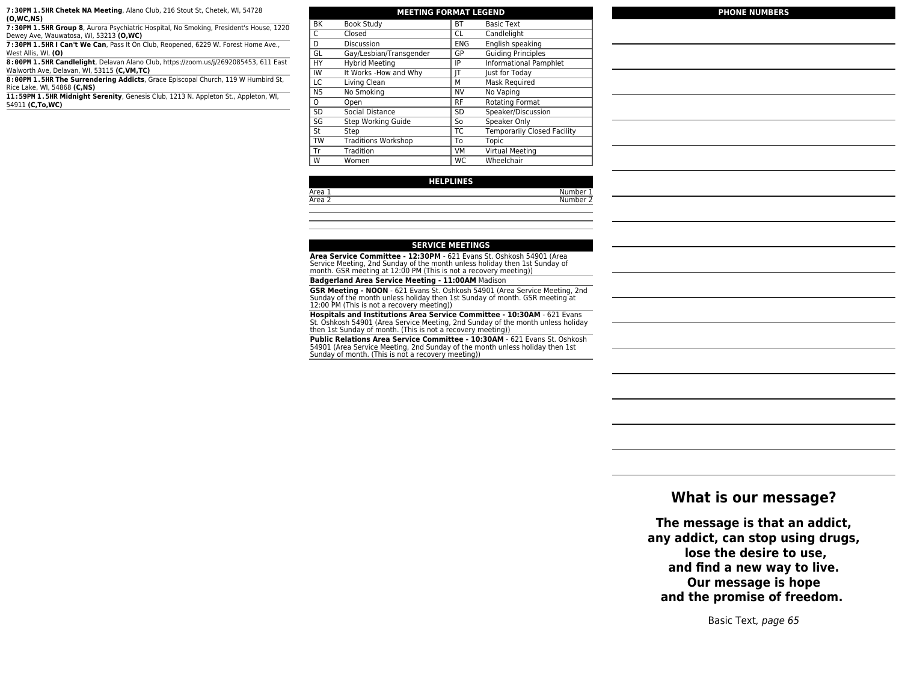**7:30PM 1.5HR Chetek NA Meeting**, Alano Club, 216 Stout St, Chetek, WI, 54728 **(O,WC,NS)**

**7:30PM 1.5HR Group 8**, Aurora Psychiatric Hospital, No Smoking, President's House, 1220 Dewey Ave, Wauwatosa, WI, 53213 **(O,WC)**

**7:30PM 1.5HR I Can't We Can**, Pass It On Club, Reopened, 6229 W. Forest Home Ave., West Allis, WI, **(O)**

**8:00PM 1.5HR Candlelight**, Delavan Alano Club, https://zoom.us/j/2692085453, 611 East Walworth Ave, Delavan, WI, 53115 **(C,VM,TC)**

**8:00PM 1.5HR The Surrendering Addicts**, Grace Episcopal Church, 119 W Humbird St, Rice Lake, WI, 54868 **(C,NS)**

**11:59PM 1.5HR Midnight Serenity**, Genesis Club, 1213 N. Appleton St., Appleton, WI, 54911 **(C,To,WC)**

## MEETING FORMAT LEGEND

| | | | |
|---|---|---|---|
| BK | Book Study | BT | Basic Text |
| C | Closed | CL | Candlelight |
| D | Discussion | ENG | English speaking |
| GL | Gay/Lesbian/Transgender | GP | Guiding Principles |
| HY | Hybrid Meeting | IP | Informational Pamphlet |
| IW | It Works -How and Why | JT | Just for Today |
| LC | Living Clean | M | Mask Required |
| NS | No Smoking | NV | No Vaping |
| O | Open | RF | Rotating Format |
| SD | Social Distance | SD | Speaker/Discussion |
| SG | Step Working Guide | So | Speaker Only |
| St | Step | TC | Temporarily Closed Facility |
| TW | Traditions Workshop | To | Topic |
| Tr | Tradition | VM | Virtual Meeting |
| W | Women | WC | Wheelchair |

## HELPLINES

| | |
|---|---|
| Area 1 | Number 1 |
| Area 2 | Number 2 |

## SERVICE MEETINGS

**Area Service Committee - 12:30PM** - 621 Evans St. Oshkosh 54901 (Area Service Meeting, 2nd Sunday of the month unless holiday then 1st Sunday of month. GSR meeting at 12:00 PM (This is not a recovery meeting))

**Badgerland Area Service Meeting - 11:00AM** Madison

**GSR Meeting - NOON** - 621 Evans St. Oshkosh 54901 (Area Service Meeting, 2nd Sunday of the month unless holiday then 1st Sunday of month. GSR meeting at 12:00 PM (This is not a recovery meeting))

**Hospitals and Institutions Area Service Committee - 10:30AM** - 621 Evans St. Oshkosh 54901 (Area Service Meeting, 2nd Sunday of the month unless holiday then 1st Sunday of month. (This is not a recovery meeting))

**Public Relations Area Service Committee - 10:30AM** - 621 Evans St. Oshkosh 54901 (Area Service Meeting, 2nd Sunday of the month unless holiday then 1st Sunday of month. (This is not a recovery meeting))

## PHONE NUMBERS

## What is our message?

**The message is that an addict, any addict, can stop using drugs, lose the desire to use, and find a new way to live. Our message is hope and the promise of freedom.**

Basic Text, *page 65*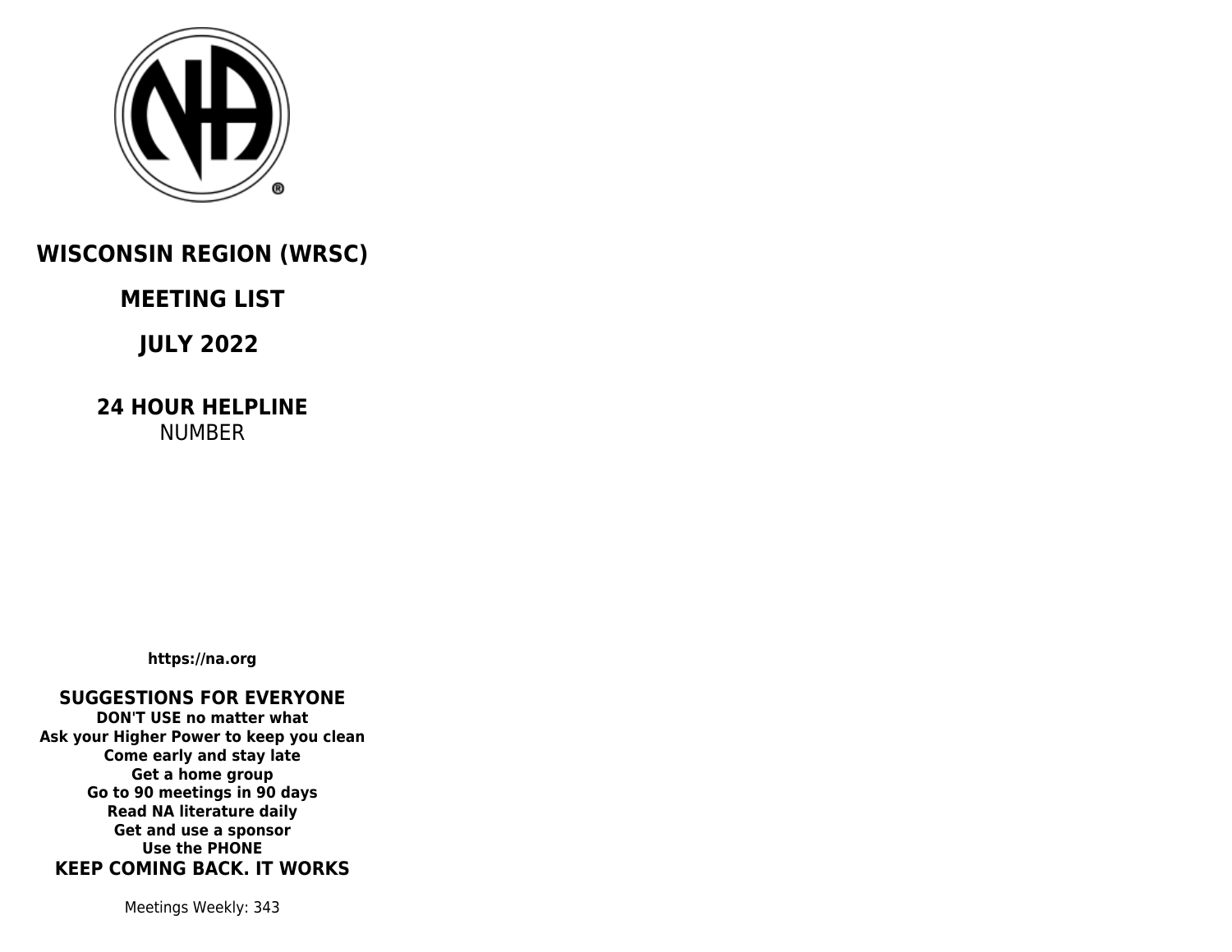# WISCONSIN REGION (WRSC)

# MEETING LIST

# JULY 2022

**24 HOUR HELPLINE**
NUMBER

**https://na.org**

**SUGGESTIONS FOR EVERYONE**
**DON'T USE no matter what**
**Ask your Higher Power to keep you clean**
**Come early and stay late**
**Get a home group**
**Go to 90 meetings in 90 days**
**Read NA literature daily**
**Get and use a sponsor**
**Use the PHONE**
**KEEP COMING BACK. IT WORKS**

Meetings Weekly: 343